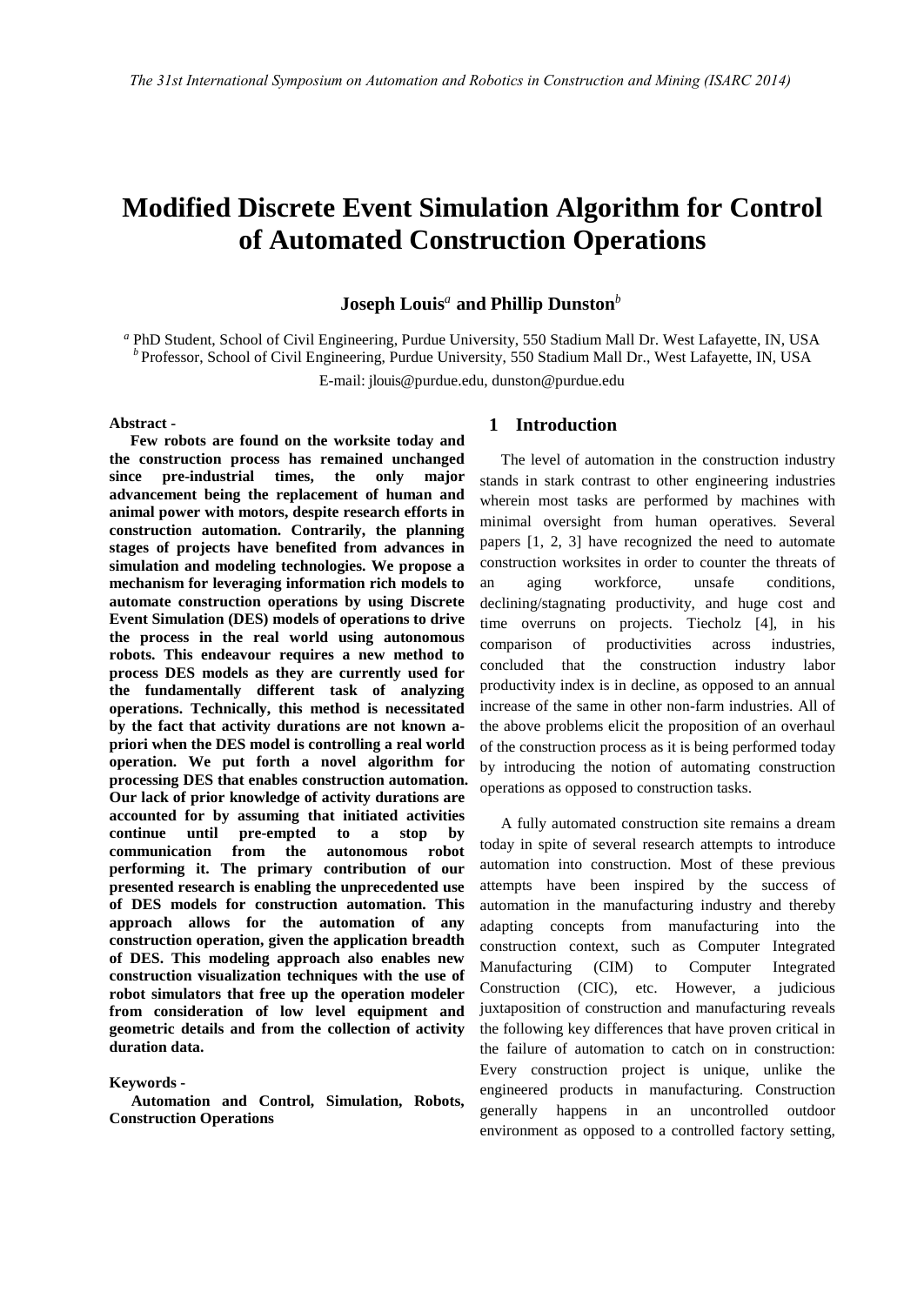# Modified Discrete Event Simulation Algorithm for Control of Automated Construction Operations

**Joseph Louis[a] and Phillip Dunston[b]**

[a] PhD Student, School of Civil Engineering, Purdue University, 550 Stadium Mall Dr. West Lafayette, IN, USA
[b] Professor, School of Civil Engineering, Purdue University, 550 Stadium Mall Dr., West Lafayette, IN, USA

E-mail: jlouis@purdue.edu, dunston@purdue.edu

**Abstract -**

**Few robots are found on the worksite today and the construction process has remained unchanged since pre-industrial times, the only major advancement being the replacement of human and animal power with motors, despite research efforts in construction automation. Contrarily, the planning stages of projects have benefited from advances in simulation and modeling technologies. We propose a mechanism for leveraging information rich models to automate construction operations by using Discrete Event Simulation (DES) models of operations to drive the process in the real world using autonomous robots. This endeavour requires a new method to process DES models as they are currently used for the fundamentally different task of analyzing operations. Technically, this method is necessitated by the fact that activity durations are not known a-priori when the DES model is controlling a real world operation. We put forth a novel algorithm for processing DES that enables construction automation. Our lack of prior knowledge of activity durations are accounted for by assuming that initiated activities continue until pre-empted to a stop by communication from the autonomous robot performing it. The primary contribution of our presented research is enabling the unprecedented use of DES models for construction automation. This approach allows for the automation of any construction operation, given the application breadth of DES. This modeling approach also enables new construction visualization techniques with the use of robot simulators that free up the operation modeler from consideration of low level equipment and geometric details and from the collection of activity duration data.**

**Keywords -**

**Automation and Control, Simulation, Robots, Construction Operations**

## 1 Introduction

The level of automation in the construction industry stands in stark contrast to other engineering industries wherein most tasks are performed by machines with minimal oversight from human operatives. Several papers [1, 2, 3] have recognized the need to automate construction worksites in order to counter the threats of an aging workforce, unsafe conditions, declining/stagnating productivity, and huge cost and time overruns on projects. Tiecholz [4], in his comparison of productivities across industries, concluded that the construction industry labor productivity index is in decline, as opposed to an annual increase of the same in other non-farm industries. All of the above problems elicit the proposition of an overhaul of the construction process as it is being performed today by introducing the notion of automating construction operations as opposed to construction tasks.

A fully automated construction site remains a dream today in spite of several research attempts to introduce automation into construction. Most of these previous attempts have been inspired by the success of automation in the manufacturing industry and thereby adapting concepts from manufacturing into the construction context, such as Computer Integrated Manufacturing (CIM) to Computer Integrated Construction (CIC), etc. However, a judicious juxtaposition of construction and manufacturing reveals the following key differences that have proven critical in the failure of automation to catch on in construction: Every construction project is unique, unlike the engineered products in manufacturing. Construction generally happens in an uncontrolled outdoor environment as opposed to a controlled factory setting,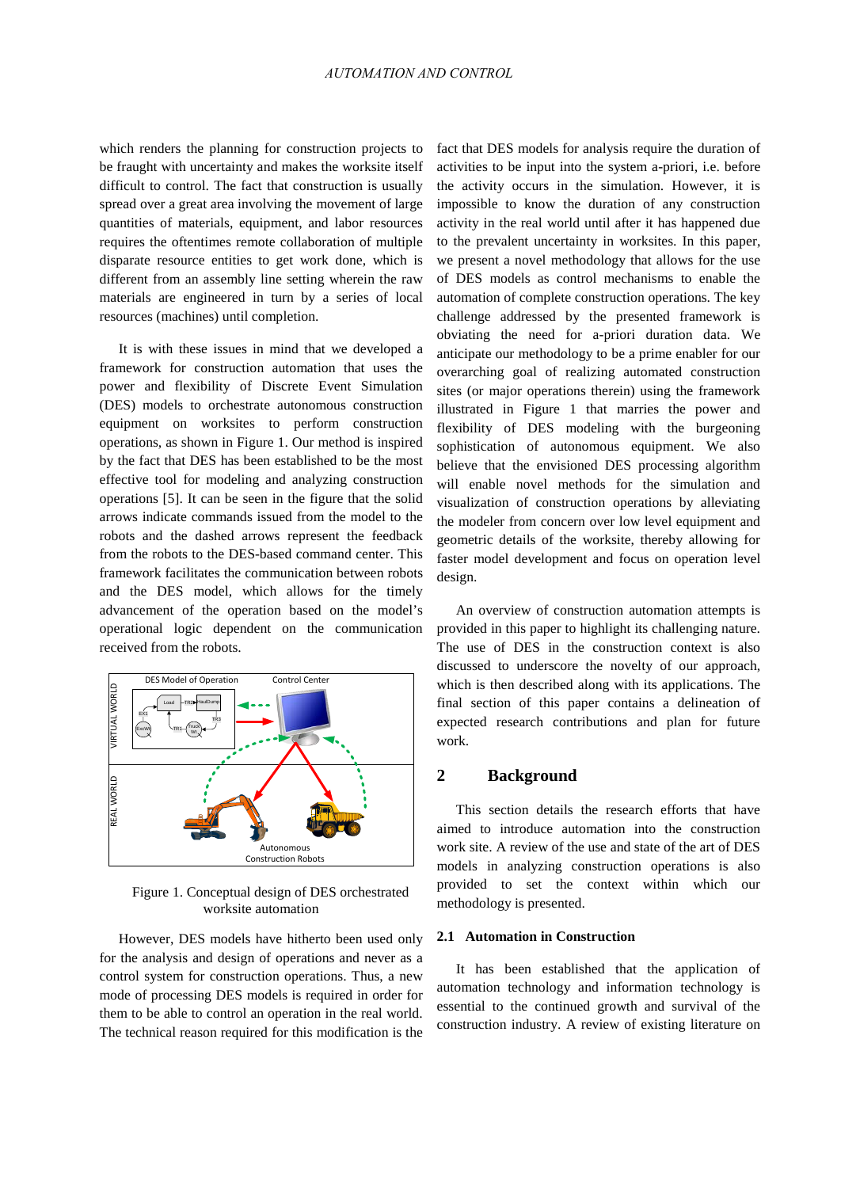which renders the planning for construction projects to be fraught with uncertainty and makes the worksite itself difficult to control. The fact that construction is usually spread over a great area involving the movement of large quantities of materials, equipment, and labor resources requires the oftentimes remote collaboration of multiple disparate resource entities to get work done, which is different from an assembly line setting wherein the raw materials are engineered in turn by a series of local resources (machines) until completion.

It is with these issues in mind that we developed a framework for construction automation that uses the power and flexibility of Discrete Event Simulation (DES) models to orchestrate autonomous construction equipment on worksites to perform construction operations, as shown in Figure 1. Our method is inspired by the fact that DES has been established to be the most effective tool for modeling and analyzing construction operations [5]. It can be seen in the figure that the solid arrows indicate commands issued from the model to the robots and the dashed arrows represent the feedback from the robots to the DES-based command center. This framework facilitates the communication between robots and the DES model, which allows for the timely advancement of the operation based on the model's operational logic dependent on the communication received from the robots.

Figure 1. Conceptual design of DES orchestrated worksite automation

However, DES models have hitherto been used only for the analysis and design of operations and never as a control system for construction operations. Thus, a new mode of processing DES models is required in order for them to be able to control an operation in the real world. The technical reason required for this modification is the fact that DES models for analysis require the duration of activities to be input into the system a-priori, i.e. before the activity occurs in the simulation. However, it is impossible to know the duration of any construction activity in the real world until after it has happened due to the prevalent uncertainty in worksites. In this paper, we present a novel methodology that allows for the use of DES models as control mechanisms to enable the automation of complete construction operations. The key challenge addressed by the presented framework is obviating the need for a-priori duration data. We anticipate our methodology to be a prime enabler for our overarching goal of realizing automated construction sites (or major operations therein) using the framework illustrated in Figure 1 that marries the power and flexibility of DES modeling with the burgeoning sophistication of autonomous equipment. We also believe that the envisioned DES processing algorithm will enable novel methods for the simulation and visualization of construction operations by alleviating the modeler from concern over low level equipment and geometric details of the worksite, thereby allowing for faster model development and focus on operation level design.

An overview of construction automation attempts is provided in this paper to highlight its challenging nature. The use of DES in the construction context is also discussed to underscore the novelty of our approach, which is then described along with its applications. The final section of this paper contains a delineation of expected research contributions and plan for future work.

## 2 Background

This section details the research efforts that have aimed to introduce automation into the construction work site. A review of the use and state of the art of DES models in analyzing construction operations is also provided to set the context within which our methodology is presented.

### 2.1 Automation in Construction

It has been established that the application of automation technology and information technology is essential to the continued growth and survival of the construction industry. A review of existing literature on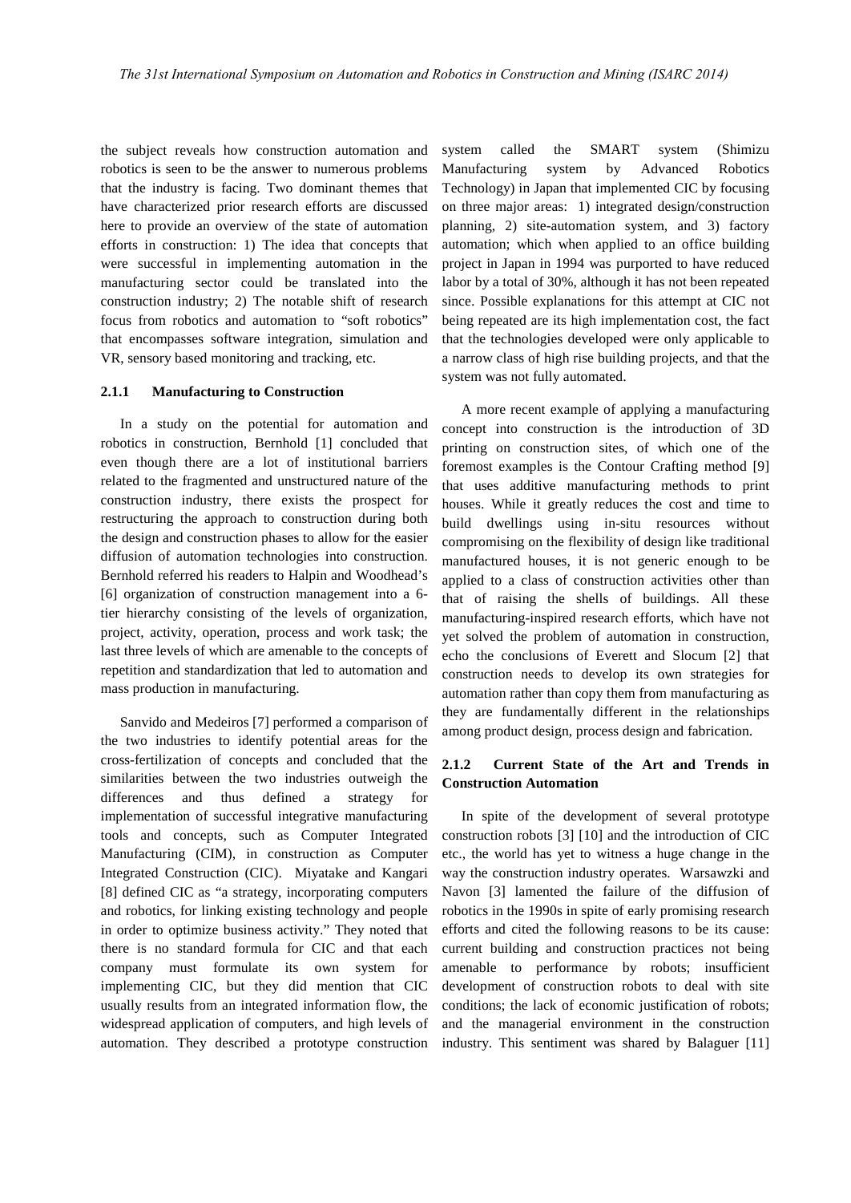the subject reveals how construction automation and robotics is seen to be the answer to numerous problems that the industry is facing. Two dominant themes that have characterized prior research efforts are discussed here to provide an overview of the state of automation efforts in construction: 1) The idea that concepts that were successful in implementing automation in the manufacturing sector could be translated into the construction industry; 2) The notable shift of research focus from robotics and automation to "soft robotics" that encompasses software integration, simulation and VR, sensory based monitoring and tracking, etc.

### 2.1.1 Manufacturing to Construction

In a study on the potential for automation and robotics in construction, Bernhold [1] concluded that even though there are a lot of institutional barriers related to the fragmented and unstructured nature of the construction industry, there exists the prospect for restructuring the approach to construction during both the design and construction phases to allow for the easier diffusion of automation technologies into construction. Bernhold referred his readers to Halpin and Woodhead's [6] organization of construction management into a 6-tier hierarchy consisting of the levels of organization, project, activity, operation, process and work task; the last three levels of which are amenable to the concepts of repetition and standardization that led to automation and mass production in manufacturing.

Sanvido and Medeiros [7] performed a comparison of the two industries to identify potential areas for the cross-fertilization of concepts and concluded that the similarities between the two industries outweigh the differences and thus defined a strategy for implementation of successful integrative manufacturing tools and concepts, such as Computer Integrated Manufacturing (CIM), in construction as Computer Integrated Construction (CIC). Miyatake and Kangari [8] defined CIC as "a strategy, incorporating computers and robotics, for linking existing technology and people in order to optimize business activity." They noted that there is no standard formula for CIC and that each company must formulate its own system for implementing CIC, but they did mention that CIC usually results from an integrated information flow, the widespread application of computers, and high levels of automation. They described a prototype construction system called the SMART system (Shimizu Manufacturing system by Advanced Robotics Technology) in Japan that implemented CIC by focusing on three major areas: 1) integrated design/construction planning, 2) site-automation system, and 3) factory automation; which when applied to an office building project in Japan in 1994 was purported to have reduced labor by a total of 30%, although it has not been repeated since. Possible explanations for this attempt at CIC not being repeated are its high implementation cost, the fact that the technologies developed were only applicable to a narrow class of high rise building projects, and that the system was not fully automated.

A more recent example of applying a manufacturing concept into construction is the introduction of 3D printing on construction sites, of which one of the foremost examples is the Contour Crafting method [9] that uses additive manufacturing methods to print houses. While it greatly reduces the cost and time to build dwellings using in-situ resources without compromising on the flexibility of design like traditional manufactured houses, it is not generic enough to be applied to a class of construction activities other than that of raising the shells of buildings. All these manufacturing-inspired research efforts, which have not yet solved the problem of automation in construction, echo the conclusions of Everett and Slocum [2] that construction needs to develop its own strategies for automation rather than copy them from manufacturing as they are fundamentally different in the relationships among product design, process design and fabrication.

### 2.1.2 Current State of the Art and Trends in Construction Automation

In spite of the development of several prototype construction robots [3] [10] and the introduction of CIC etc., the world has yet to witness a huge change in the way the construction industry operates. Warsawzki and Navon [3] lamented the failure of the diffusion of robotics in the 1990s in spite of early promising research efforts and cited the following reasons to be its cause: current building and construction practices not being amenable to performance by robots; insufficient development of construction robots to deal with site conditions; the lack of economic justification of robots; and the managerial environment in the construction industry. This sentiment was shared by Balaguer [11]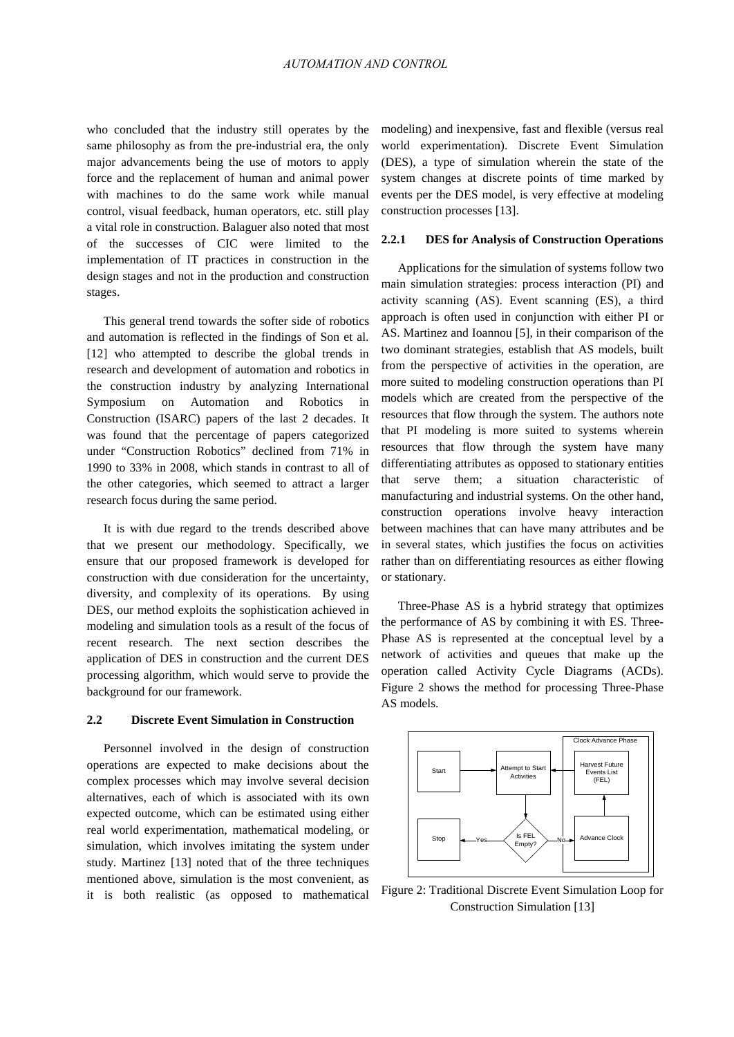who concluded that the industry still operates by the same philosophy as from the pre-industrial era, the only major advancements being the use of motors to apply force and the replacement of human and animal power with machines to do the same work while manual control, visual feedback, human operators, etc. still play a vital role in construction. Balaguer also noted that most of the successes of CIC were limited to the implementation of IT practices in construction in the design stages and not in the production and construction stages.

This general trend towards the softer side of robotics and automation is reflected in the findings of Son et al. [12] who attempted to describe the global trends in research and development of automation and robotics in the construction industry by analyzing International Symposium on Automation and Robotics in Construction (ISARC) papers of the last 2 decades. It was found that the percentage of papers categorized under "Construction Robotics" declined from 71% in 1990 to 33% in 2008, which stands in contrast to all of the other categories, which seemed to attract a larger research focus during the same period.

It is with due regard to the trends described above that we present our methodology. Specifically, we ensure that our proposed framework is developed for construction with due consideration for the uncertainty, diversity, and complexity of its operations. By using DES, our method exploits the sophistication achieved in modeling and simulation tools as a result of the focus of recent research. The next section describes the application of DES in construction and the current DES processing algorithm, which would serve to provide the background for our framework.

## 2.2 Discrete Event Simulation in Construction

Personnel involved in the design of construction operations are expected to make decisions about the complex processes which may involve several decision alternatives, each of which is associated with its own expected outcome, which can be estimated using either real world experimentation, mathematical modeling, or simulation, which involves imitating the system under study. Martinez [13] noted that of the three techniques mentioned above, simulation is the most convenient, as it is both realistic (as opposed to mathematical modeling) and inexpensive, fast and flexible (versus real world experimentation). Discrete Event Simulation (DES), a type of simulation wherein the state of the system changes at discrete points of time marked by events per the DES model, is very effective at modeling construction processes [13].

### 2.2.1 DES for Analysis of Construction Operations

Applications for the simulation of systems follow two main simulation strategies: process interaction (PI) and activity scanning (AS). Event scanning (ES), a third approach is often used in conjunction with either PI or AS. Martinez and Ioannou [5], in their comparison of the two dominant strategies, establish that AS models, built from the perspective of activities in the operation, are more suited to modeling construction operations than PI models which are created from the perspective of the resources that flow through the system. The authors note that PI modeling is more suited to systems wherein resources that flow through the system have many differentiating attributes as opposed to stationary entities that serve them; a situation characteristic of manufacturing and industrial systems. On the other hand, construction operations involve heavy interaction between machines that can have many attributes and be in several states, which justifies the focus on activities rather than on differentiating resources as either flowing or stationary.

Three-Phase AS is a hybrid strategy that optimizes the performance of AS by combining it with ES. Three-Phase AS is represented at the conceptual level by a network of activities and queues that make up the operation called Activity Cycle Diagrams (ACDs). Figure 2 shows the method for processing Three-Phase AS models.

Figure 2: Traditional Discrete Event Simulation Loop for Construction Simulation [13]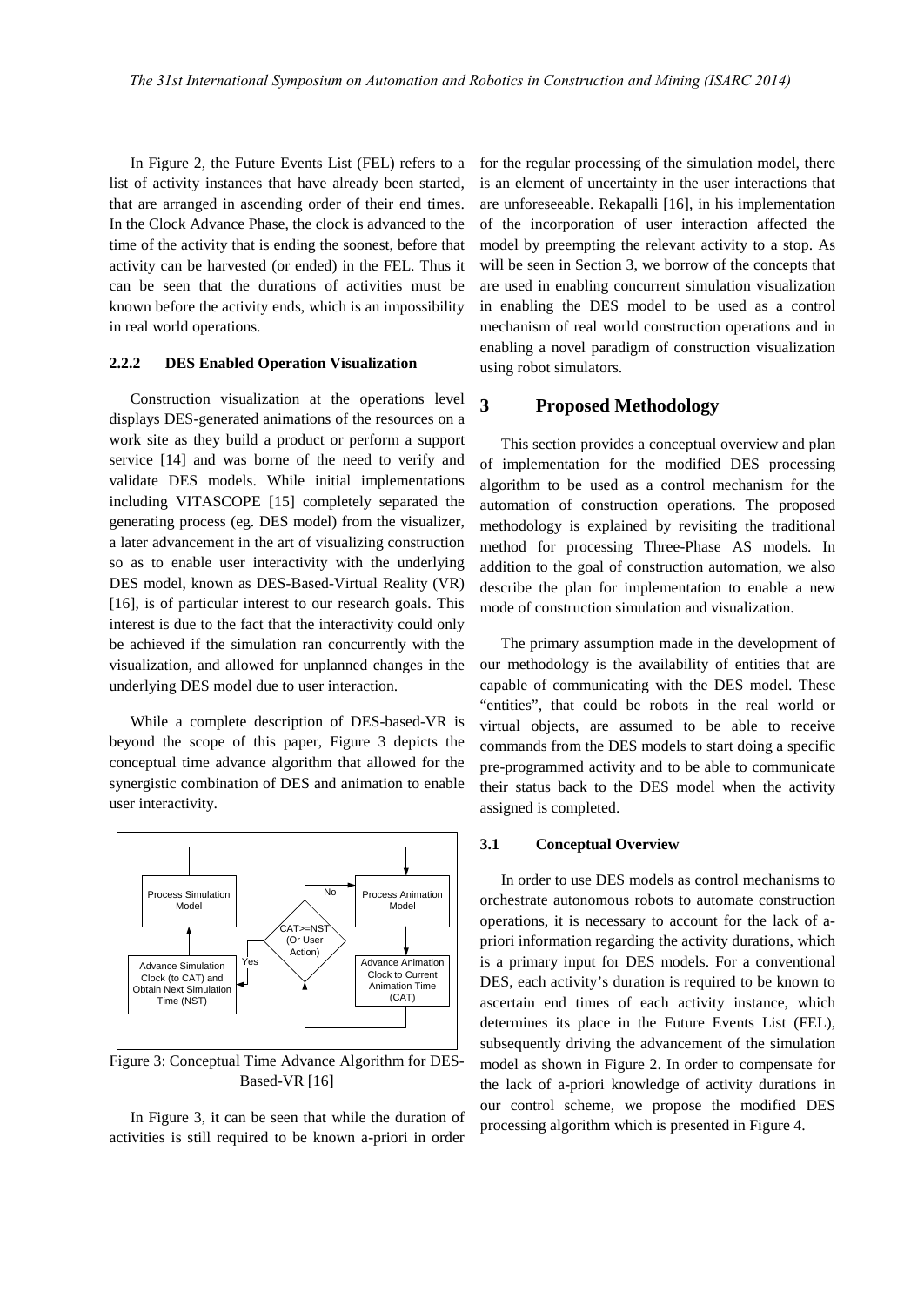In Figure 2, the Future Events List (FEL) refers to a list of activity instances that have already been started, that are arranged in ascending order of their end times. In the Clock Advance Phase, the clock is advanced to the time of the activity that is ending the soonest, before that activity can be harvested (or ended) in the FEL. Thus it can be seen that the durations of activities must be known before the activity ends, which is an impossibility in real world operations.

#### 2.2.2 DES Enabled Operation Visualization

Construction visualization at the operations level displays DES-generated animations of the resources on a work site as they build a product or perform a support service [14] and was borne of the need to verify and validate DES models. While initial implementations including VITASCOPE [15] completely separated the generating process (eg. DES model) from the visualizer, a later advancement in the art of visualizing construction so as to enable user interactivity with the underlying DES model, known as DES-Based-Virtual Reality (VR) [16], is of particular interest to our research goals. This interest is due to the fact that the interactivity could only be achieved if the simulation ran concurrently with the visualization, and allowed for unplanned changes in the underlying DES model due to user interaction.

While a complete description of DES-based-VR is beyond the scope of this paper, Figure 3 depicts the conceptual time advance algorithm that allowed for the synergistic combination of DES and animation to enable user interactivity.

Process Simulation Model → Process Animation Model → Advance Animation Clock to Current Animation Time (CAT) → CAT>=NST (Or User Action)? No → Process Animation Model; Yes → Advance Simulation Clock (to CAT) and Obtain Next Simulation Time (NST) → Process Simulation Model

Figure 3: Conceptual Time Advance Algorithm for DES-Based-VR [16]

In Figure 3, it can be seen that while the duration of activities is still required to be known a-priori in order for the regular processing of the simulation model, there is an element of uncertainty in the user interactions that are unforeseeable. Rekapalli [16], in his implementation of the incorporation of user interaction affected the model by preempting the relevant activity to a stop. As will be seen in Section 3, we borrow of the concepts that are used in enabling concurrent simulation visualization in enabling the DES model to be used as a control mechanism of real world construction operations and in enabling a novel paradigm of construction visualization using robot simulators.

## 3 Proposed Methodology

This section provides a conceptual overview and plan of implementation for the modified DES processing algorithm to be used as a control mechanism for the automation of construction operations. The proposed methodology is explained by revisiting the traditional method for processing Three-Phase AS models. In addition to the goal of construction automation, we also describe the plan for implementation to enable a new mode of construction simulation and visualization.

The primary assumption made in the development of our methodology is the availability of entities that are capable of communicating with the DES model. These "entities", that could be robots in the real world or virtual objects, are assumed to be able to receive commands from the DES models to start doing a specific pre-programmed activity and to be able to communicate their status back to the DES model when the activity assigned is completed.

### 3.1 Conceptual Overview

In order to use DES models as control mechanisms to orchestrate autonomous robots to automate construction operations, it is necessary to account for the lack of a-priori information regarding the activity durations, which is a primary input for DES models. For a conventional DES, each activity's duration is required to be known to ascertain end times of each activity instance, which determines its place in the Future Events List (FEL), subsequently driving the advancement of the simulation model as shown in Figure 2. In order to compensate for the lack of a-priori knowledge of activity durations in our control scheme, we propose the modified DES processing algorithm which is presented in Figure 4.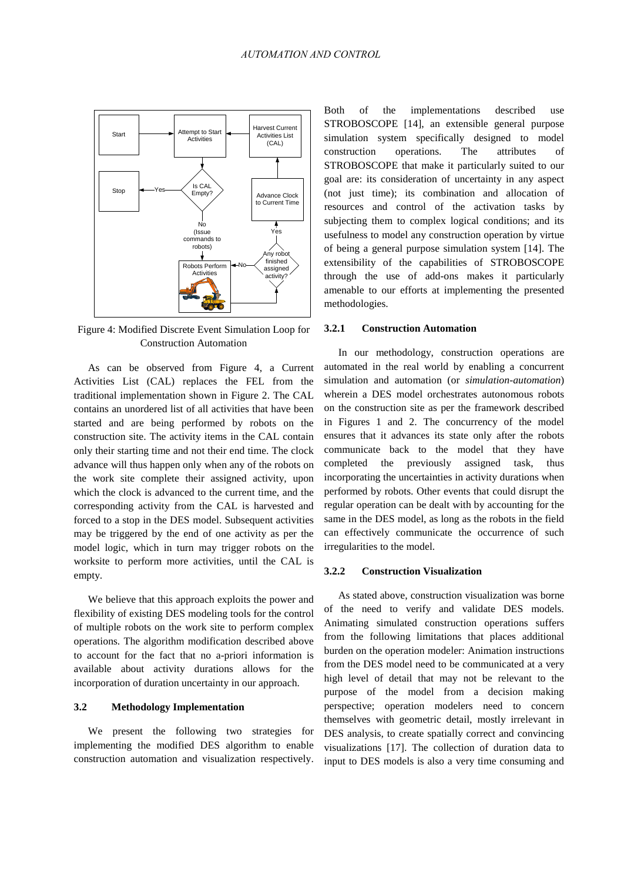Figure 4: Modified Discrete Event Simulation Loop for Construction Automation

As can be observed from Figure 4, a Current Activities List (CAL) replaces the FEL from the traditional implementation shown in Figure 2. The CAL contains an unordered list of all activities that have been started and are being performed by robots on the construction site. The activity items in the CAL contain only their starting time and not their end time. The clock advance will thus happen only when any of the robots on the work site complete their assigned activity, upon which the clock is advanced to the current time, and the corresponding activity from the CAL is harvested and forced to a stop in the DES model. Subsequent activities may be triggered by the end of one activity as per the model logic, which in turn may trigger robots on the worksite to perform more activities, until the CAL is empty.

We believe that this approach exploits the power and flexibility of existing DES modeling tools for the control of multiple robots on the work site to perform complex operations. The algorithm modification described above to account for the fact that no a-priori information is available about activity durations allows for the incorporation of duration uncertainty in our approach.

### 3.2 Methodology Implementation

We present the following two strategies for implementing the modified DES algorithm to enable construction automation and visualization respectively. Both of the implementations described use STROBOSCOPE [14], an extensible general purpose simulation system specifically designed to model construction operations. The attributes of STROBOSCOPE that make it particularly suited to our goal are: its consideration of uncertainty in any aspect (not just time); its combination and allocation of resources and control of the activation tasks by subjecting them to complex logical conditions; and its usefulness to model any construction operation by virtue of being a general purpose simulation system [14]. The extensibility of the capabilities of STROBOSCOPE through the use of add-ons makes it particularly amenable to our efforts at implementing the presented methodologies.

#### 3.2.1 Construction Automation

In our methodology, construction operations are automated in the real world by enabling a concurrent simulation and automation (or *simulation-automation*) wherein a DES model orchestrates autonomous robots on the construction site as per the framework described in Figures 1 and 2. The concurrency of the model ensures that it advances its state only after the robots communicate back to the model that they have completed the previously assigned task, thus incorporating the uncertainties in activity durations when performed by robots. Other events that could disrupt the regular operation can be dealt with by accounting for the same in the DES model, as long as the robots in the field can effectively communicate the occurrence of such irregularities to the model.

#### 3.2.2 Construction Visualization

As stated above, construction visualization was borne of the need to verify and validate DES models. Animating simulated construction operations suffers from the following limitations that places additional burden on the operation modeler: Animation instructions from the DES model need to be communicated at a very high level of detail that may not be relevant to the purpose of the model from a decision making perspective; operation modelers need to concern themselves with geometric detail, mostly irrelevant in DES analysis, to create spatially correct and convincing visualizations [17]. The collection of duration data to input to DES models is also a very time consuming and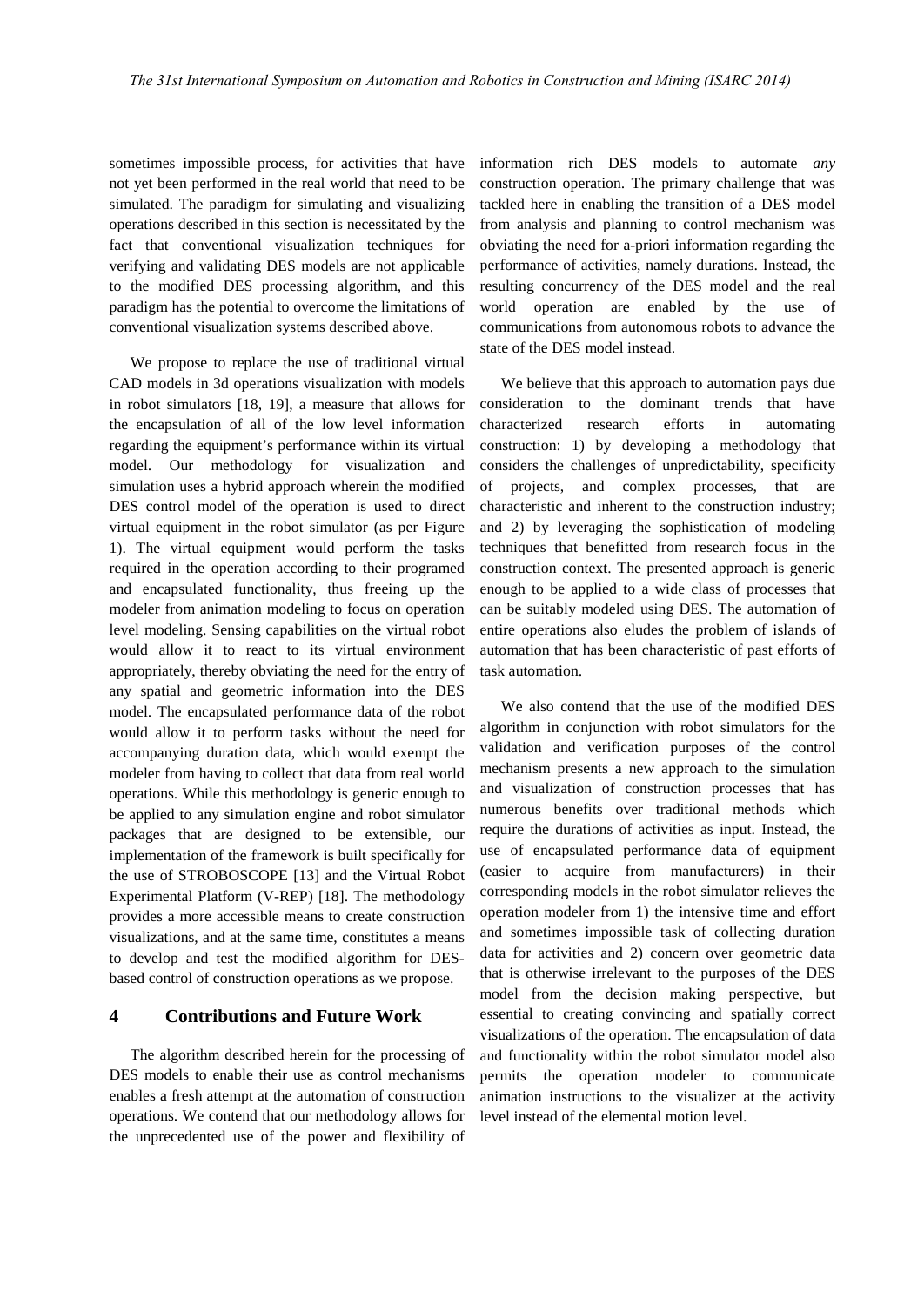sometimes impossible process, for activities that have not yet been performed in the real world that need to be simulated. The paradigm for simulating and visualizing operations described in this section is necessitated by the fact that conventional visualization techniques for verifying and validating DES models are not applicable to the modified DES processing algorithm, and this paradigm has the potential to overcome the limitations of conventional visualization systems described above.

We propose to replace the use of traditional virtual CAD models in 3d operations visualization with models in robot simulators [18, 19], a measure that allows for the encapsulation of all of the low level information regarding the equipment's performance within its virtual model. Our methodology for visualization and simulation uses a hybrid approach wherein the modified DES control model of the operation is used to direct virtual equipment in the robot simulator (as per Figure 1). The virtual equipment would perform the tasks required in the operation according to their programed and encapsulated functionality, thus freeing up the modeler from animation modeling to focus on operation level modeling. Sensing capabilities on the virtual robot would allow it to react to its virtual environment appropriately, thereby obviating the need for the entry of any spatial and geometric information into the DES model. The encapsulated performance data of the robot would allow it to perform tasks without the need for accompanying duration data, which would exempt the modeler from having to collect that data from real world operations. While this methodology is generic enough to be applied to any simulation engine and robot simulator packages that are designed to be extensible, our implementation of the framework is built specifically for the use of STROBOSCOPE [13] and the Virtual Robot Experimental Platform (V-REP) [18]. The methodology provides a more accessible means to create construction visualizations, and at the same time, constitutes a means to develop and test the modified algorithm for DES-based control of construction operations as we propose.

# 4 Contributions and Future Work

The algorithm described herein for the processing of DES models to enable their use as control mechanisms enables a fresh attempt at the automation of construction operations. We contend that our methodology allows for the unprecedented use of the power and flexibility of information rich DES models to automate *any* construction operation. The primary challenge that was tackled here in enabling the transition of a DES model from analysis and planning to control mechanism was obviating the need for a-priori information regarding the performance of activities, namely durations. Instead, the resulting concurrency of the DES model and the real world operation are enabled by the use of communications from autonomous robots to advance the state of the DES model instead.

We believe that this approach to automation pays due consideration to the dominant trends that have characterized research efforts in automating construction: 1) by developing a methodology that considers the challenges of unpredictability, specificity of projects, and complex processes, that are characteristic and inherent to the construction industry; and 2) by leveraging the sophistication of modeling techniques that benefitted from research focus in the construction context. The presented approach is generic enough to be applied to a wide class of processes that can be suitably modeled using DES. The automation of entire operations also eludes the problem of islands of automation that has been characteristic of past efforts of task automation.

We also contend that the use of the modified DES algorithm in conjunction with robot simulators for the validation and verification purposes of the control mechanism presents a new approach to the simulation and visualization of construction processes that has numerous benefits over traditional methods which require the durations of activities as input. Instead, the use of encapsulated performance data of equipment (easier to acquire from manufacturers) in their corresponding models in the robot simulator relieves the operation modeler from 1) the intensive time and effort and sometimes impossible task of collecting duration data for activities and 2) concern over geometric data that is otherwise irrelevant to the purposes of the DES model from the decision making perspective, but essential to creating convincing and spatially correct visualizations of the operation. The encapsulation of data and functionality within the robot simulator model also permits the operation modeler to communicate animation instructions to the visualizer at the activity level instead of the elemental motion level.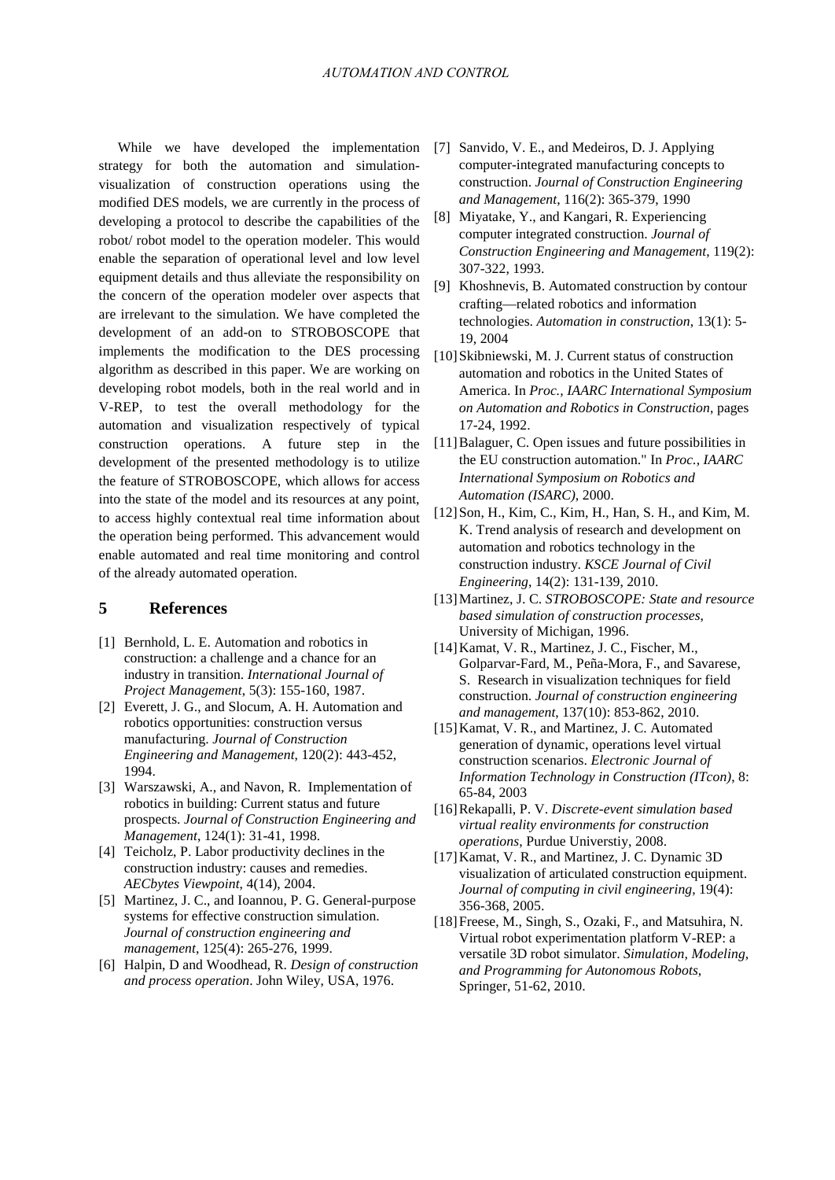While we have developed the implementation strategy for both the automation and simulation-visualization of construction operations using the modified DES models, we are currently in the process of developing a protocol to describe the capabilities of the robot/ robot model to the operation modeler. This would enable the separation of operational level and low level equipment details and thus alleviate the responsibility on the concern of the operation modeler over aspects that are irrelevant to the simulation. We have completed the development of an add-on to STROBOSCOPE that implements the modification to the DES processing algorithm as described in this paper. We are working on developing robot models, both in the real world and in V-REP, to test the overall methodology for the automation and visualization respectively of typical construction operations. A future step in the development of the presented methodology is to utilize the feature of STROBOSCOPE, which allows for access into the state of the model and its resources at any point, to access highly contextual real time information about the operation being performed. This advancement would enable automated and real time monitoring and control of the already automated operation.

## 5 References

[1] Bernhold, L. E. Automation and robotics in construction: a challenge and a chance for an industry in transition. *International Journal of Project Management*, 5(3): 155-160, 1987.

[2] Everett, J. G., and Slocum, A. H. Automation and robotics opportunities: construction versus manufacturing. *Journal of Construction Engineering and Management*, 120(2): 443-452, 1994.

[3] Warszawski, A., and Navon, R. Implementation of robotics in building: Current status and future prospects. *Journal of Construction Engineering and Management*, 124(1): 31-41, 1998.

[4] Teicholz, P. Labor productivity declines in the construction industry: causes and remedies. *AECbytes Viewpoint*, 4(14), 2004.

[5] Martinez, J. C., and Ioannou, P. G. General-purpose systems for effective construction simulation. *Journal of construction engineering and management*, 125(4): 265-276, 1999.

[6] Halpin, D and Woodhead, R. *Design of construction and process operation*. John Wiley, USA, 1976.

[7] Sanvido, V. E., and Medeiros, D. J. Applying computer-integrated manufacturing concepts to construction. *Journal of Construction Engineering and Management*, 116(2): 365-379, 1990

[8] Miyatake, Y., and Kangari, R. Experiencing computer integrated construction. *Journal of Construction Engineering and Management*, 119(2): 307-322, 1993.

[9] Khoshnevis, B. Automated construction by contour crafting—related robotics and information technologies. *Automation in construction*, 13(1): 5-19, 2004

[10] Skibniewski, M. J. Current status of construction automation and robotics in the United States of America. In *Proc., IAARC International Symposium on Automation and Robotics in Construction*, pages 17-24, 1992.

[11] Balaguer, C. Open issues and future possibilities in the EU construction automation." In *Proc., IAARC International Symposium on Robotics and Automation (ISARC)*, 2000.

[12] Son, H., Kim, C., Kim, H., Han, S. H., and Kim, M. K. Trend analysis of research and development on automation and robotics technology in the construction industry. *KSCE Journal of Civil Engineering*, 14(2): 131-139, 2010.

[13] Martinez, J. C. *STROBOSCOPE: State and resource based simulation of construction processes*, University of Michigan, 1996.

[14] Kamat, V. R., Martinez, J. C., Fischer, M., Golparvar-Fard, M., Peña-Mora, F., and Savarese, S. Research in visualization techniques for field construction. *Journal of construction engineering and management*, 137(10): 853-862, 2010.

[15] Kamat, V. R., and Martinez, J. C. Automated generation of dynamic, operations level virtual construction scenarios. *Electronic Journal of Information Technology in Construction (ITcon)*, 8: 65-84, 2003

[16] Rekapalli, P. V. *Discrete-event simulation based virtual reality environments for construction operations*, Purdue Universtiy, 2008.

[17] Kamat, V. R., and Martinez, J. C. Dynamic 3D visualization of articulated construction equipment. *Journal of computing in civil engineering*, 19(4): 356-368, 2005.

[18] Freese, M., Singh, S., Ozaki, F., and Matsuhira, N. Virtual robot experimentation platform V-REP: a versatile 3D robot simulator. *Simulation, Modeling, and Programming for Autonomous Robots*, Springer, 51-62, 2010.